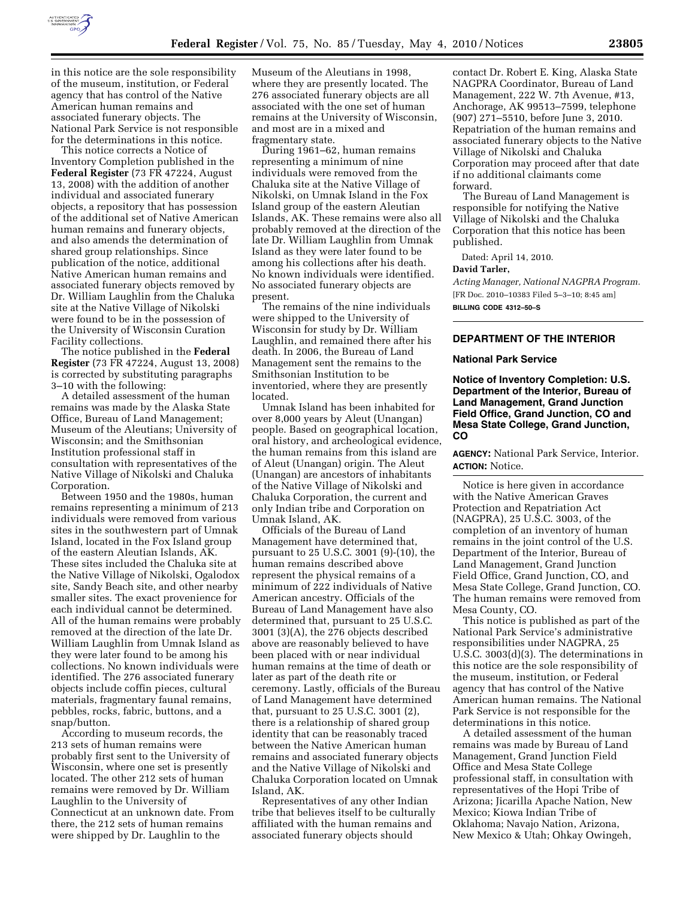in this notice are the sole responsibility of the museum, institution, or Federal agency that has control of the Native American human remains and associated funerary objects. The National Park Service is not responsible for the determinations in this notice.

This notice corrects a Notice of Inventory Completion published in the **Federal Register** (73 FR 47224, August 13, 2008) with the addition of another individual and associated funerary objects, a repository that has possession of the additional set of Native American human remains and funerary objects, and also amends the determination of shared group relationships. Since publication of the notice, additional Native American human remains and associated funerary objects removed by Dr. William Laughlin from the Chaluka site at the Native Village of Nikolski were found to be in the possession of the University of Wisconsin Curation Facility collections.

The notice published in the **Federal Register** (73 FR 47224, August 13, 2008) is corrected by substituting paragraphs 3–10 with the following:

A detailed assessment of the human remains was made by the Alaska State Office, Bureau of Land Management; Museum of the Aleutians; University of Wisconsin; and the Smithsonian Institution professional staff in consultation with representatives of the Native Village of Nikolski and Chaluka Corporation.

Between 1950 and the 1980s, human remains representing a minimum of 213 individuals were removed from various sites in the southwestern part of Umnak Island, located in the Fox Island group of the eastern Aleutian Islands, AK. These sites included the Chaluka site at the Native Village of Nikolski, Ogalodox site, Sandy Beach site, and other nearby smaller sites. The exact provenience for each individual cannot be determined. All of the human remains were probably removed at the direction of the late Dr. William Laughlin from Umnak Island as they were later found to be among his collections. No known individuals were identified. The 276 associated funerary objects include coffin pieces, cultural materials, fragmentary faunal remains, pebbles, rocks, fabric, buttons, and a snap/button.

According to museum records, the 213 sets of human remains were probably first sent to the University of Wisconsin, where one set is presently located. The other 212 sets of human remains were removed by Dr. William Laughlin to the University of Connecticut at an unknown date. From there, the 212 sets of human remains were shipped by Dr. Laughlin to the Museum of the Aleutians in 1998, where they are presently located. The 276 associated funerary objects are all associated with the one set of human remains at the University of Wisconsin, and most are in a mixed and fragmentary state.

During 1961–62, human remains representing a minimum of nine individuals were removed from the Chaluka site at the Native Village of Nikolski, on Umnak Island in the Fox Island group of the eastern Aleutian Islands, AK. These remains were also all probably removed at the direction of the late Dr. William Laughlin from Umnak Island as they were later found to be among his collections after his death. No known individuals were identified. No associated funerary objects are present.

The remains of the nine individuals were shipped to the University of Wisconsin for study by Dr. William Laughlin, and remained there after his death. In 2006, the Bureau of Land Management sent the remains to the Smithsonian Institution to be inventoried, where they are presently located.

Umnak Island has been inhabited for over 8,000 years by Aleut (Unangan) people. Based on geographical location, oral history, and archeological evidence, the human remains from this island are of Aleut (Unangan) origin. The Aleut (Unangan) are ancestors of inhabitants of the Native Village of Nikolski and Chaluka Corporation, the current and only Indian tribe and Corporation on Umnak Island, AK.

Officials of the Bureau of Land Management have determined that, pursuant to 25 U.S.C. 3001 (9)-(10), the human remains described above represent the physical remains of a minimum of 222 individuals of Native American ancestry. Officials of the Bureau of Land Management have also determined that, pursuant to 25 U.S.C. 3001 (3)(A), the 276 objects described above are reasonably believed to have been placed with or near individual human remains at the time of death or later as part of the death rite or ceremony. Lastly, officials of the Bureau of Land Management have determined that, pursuant to 25 U.S.C. 3001 (2), there is a relationship of shared group identity that can be reasonably traced between the Native American human remains and associated funerary objects and the Native Village of Nikolski and Chaluka Corporation located on Umnak Island, AK.

Representatives of any other Indian tribe that believes itself to be culturally affiliated with the human remains and associated funerary objects should contact Dr. Robert E. King, Alaska State NAGPRA Coordinator, Bureau of Land Management, 222 W. 7th Avenue, #13, Anchorage, AK 99513–7599, telephone (907) 271–5510, before June 3, 2010. Repatriation of the human remains and associated funerary objects to the Native Village of Nikolski and Chaluka Corporation may proceed after that date if no additional claimants come forward.

The Bureau of Land Management is responsible for notifying the Native Village of Nikolski and the Chaluka Corporation that this notice has been published.

Dated: April 14, 2010.

**David Tarler,**

*Acting Manager, National NAGPRA Program.*

[FR Doc. 2010–10383 Filed 5–3–10; 8:45 am]

**BILLING CODE 4312–50–S**

---

## DEPARTMENT OF THE INTERIOR

### National Park Service

### Notice of Inventory Completion: U.S. Department of the Interior, Bureau of Land Management, Grand Junction Field Office, Grand Junction, CO and Mesa State College, Grand Junction, CO

**AGENCY:** National Park Service, Interior.

**ACTION:** Notice.

Notice is here given in accordance with the Native American Graves Protection and Repatriation Act (NAGPRA), 25 U.S.C. 3003, of the completion of an inventory of human remains in the joint control of the U.S. Department of the Interior, Bureau of Land Management, Grand Junction Field Office, Grand Junction, CO, and Mesa State College, Grand Junction, CO. The human remains were removed from Mesa County, CO.

This notice is published as part of the National Park Service's administrative responsibilities under NAGPRA, 25 U.S.C. 3003(d)(3). The determinations in this notice are the sole responsibility of the museum, institution, or Federal agency that has control of the Native American human remains. The National Park Service is not responsible for the determinations in this notice.

A detailed assessment of the human remains was made by Bureau of Land Management, Grand Junction Field Office and Mesa State College professional staff, in consultation with representatives of the Hopi Tribe of Arizona; Jicarilla Apache Nation, New Mexico; Kiowa Indian Tribe of Oklahoma; Navajo Nation, Arizona, New Mexico & Utah; Ohkay Owingeh,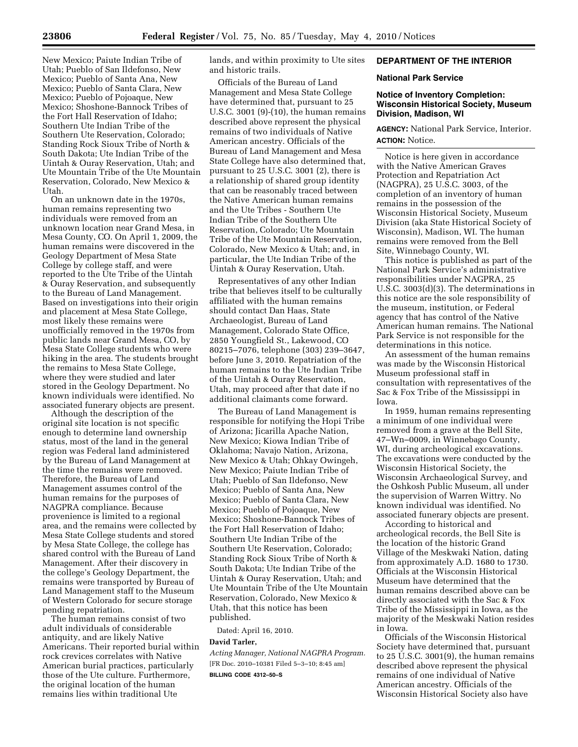New Mexico; Paiute Indian Tribe of Utah; Pueblo of San Ildefonso, New Mexico; Pueblo of Santa Ana, New Mexico; Pueblo of Santa Clara, New Mexico; Pueblo of Pojoaque, New Mexico; Shoshone-Bannock Tribes of the Fort Hall Reservation of Idaho; Southern Ute Indian Tribe of the Southern Ute Reservation, Colorado; Standing Rock Sioux Tribe of North & South Dakota; Ute Indian Tribe of the Uintah & Ouray Reservation, Utah; and Ute Mountain Tribe of the Ute Mountain Reservation, Colorado, New Mexico & Utah.

On an unknown date in the 1970s, human remains representing two individuals were removed from an unknown location near Grand Mesa, in Mesa County, CO. On April 1, 2009, the human remains were discovered in the Geology Department of Mesa State College by college staff, and were reported to the Ute Tribe of the Uintah & Ouray Reservation, and subsequently to the Bureau of Land Management. Based on investigations into their origin and placement at Mesa State College, most likely these remains were unofficially removed in the 1970s from public lands near Grand Mesa, CO, by Mesa State College students who were hiking in the area. The students brought the remains to Mesa State College, where they were studied and later stored in the Geology Department. No known individuals were identified. No associated funerary objects are present.

Although the description of the original site location is not specific enough to determine land ownership status, most of the land in the general region was Federal land administered by the Bureau of Land Management at the time the remains were removed. Therefore, the Bureau of Land Management assumes control of the human remains for the purposes of NAGPRA compliance. Because provenience is limited to a regional area, and the remains were collected by Mesa State College students and stored by Mesa State College, the college has shared control with the Bureau of Land Management. After their discovery in the college's Geology Department, the remains were transported by Bureau of Land Management staff to the Museum of Western Colorado for secure storage pending repatriation.

The human remains consist of two adult individuals of considerable antiquity, and are likely Native Americans. Their reported burial within rock crevices correlates with Native American burial practices, particularly those of the Ute culture. Furthermore, the original location of the human remains lies within traditional Ute lands, and within proximity to Ute sites and historic trails.

Officials of the Bureau of Land Management and Mesa State College have determined that, pursuant to 25 U.S.C. 3001 (9)-(10), the human remains described above represent the physical remains of two individuals of Native American ancestry. Officials of the Bureau of Land Management and Mesa State College have also determined that, pursuant to 25 U.S.C. 3001 (2), there is a relationship of shared group identity that can be reasonably traced between the Native American human remains and the Ute Tribes - Southern Ute Indian Tribe of the Southern Ute Reservation, Colorado; Ute Mountain Tribe of the Ute Mountain Reservation, Colorado, New Mexico & Utah; and, in particular, the Ute Indian Tribe of the Uintah & Ouray Reservation, Utah.

Representatives of any other Indian tribe that believes itself to be culturally affiliated with the human remains should contact Dan Haas, State Archaeologist, Bureau of Land Management, Colorado State Office, 2850 Youngfield St., Lakewood, CO 80215–7076, telephone (303) 239–3647, before June 3, 2010. Repatriation of the human remains to the Ute Indian Tribe of the Uintah & Ouray Reservation, Utah, may proceed after that date if no additional claimants come forward.

The Bureau of Land Management is responsible for notifying the Hopi Tribe of Arizona; Jicarilla Apache Nation, New Mexico; Kiowa Indian Tribe of Oklahoma; Navajo Nation, Arizona, New Mexico & Utah; Ohkay Owingeh, New Mexico; Paiute Indian Tribe of Utah; Pueblo of San Ildefonso, New Mexico; Pueblo of Santa Ana, New Mexico; Pueblo of Santa Clara, New Mexico; Pueblo of Pojoaque, New Mexico; Shoshone-Bannock Tribes of the Fort Hall Reservation of Idaho; Southern Ute Indian Tribe of the Southern Ute Reservation, Colorado; Standing Rock Sioux Tribe of North & South Dakota; Ute Indian Tribe of the Uintah & Ouray Reservation, Utah; and Ute Mountain Tribe of the Ute Mountain Reservation, Colorado, New Mexico & Utah, that this notice has been published.

Dated: April 16, 2010.

**David Tarler,**

*Acting Manager, National NAGPRA Program.*

[FR Doc. 2010–10381 Filed 5–3–10; 8:45 am]

**BILLING CODE 4312–50–S**

## DEPARTMENT OF THE INTERIOR

### National Park Service

### Notice of Inventory Completion: Wisconsin Historical Society, Museum Division, Madison, WI

**AGENCY:** National Park Service, Interior.

**ACTION:** Notice.

Notice is here given in accordance with the Native American Graves Protection and Repatriation Act (NAGPRA), 25 U.S.C. 3003, of the completion of an inventory of human remains in the possession of the Wisconsin Historical Society, Museum Division (aka State Historical Society of Wisconsin), Madison, WI. The human remains were removed from the Bell Site, Winnebago County, WI.

This notice is published as part of the National Park Service's administrative responsibilities under NAGPRA, 25 U.S.C. 3003(d)(3). The determinations in this notice are the sole responsibility of the museum, institution, or Federal agency that has control of the Native American human remains. The National Park Service is not responsible for the determinations in this notice.

An assessment of the human remains was made by the Wisconsin Historical Museum professional staff in consultation with representatives of the Sac & Fox Tribe of the Mississippi in Iowa.

In 1959, human remains representing a minimum of one individual were removed from a grave at the Bell Site, 47–Wn–0009, in Winnebago County, WI, during archeological excavations. The excavations were conducted by the Wisconsin Historical Society, the Wisconsin Archaeological Survey, and the Oshkosh Public Museum, all under the supervision of Warren Wittry. No known individual was identified. No associated funerary objects are present.

According to historical and archeological records, the Bell Site is the location of the historic Grand Village of the Meskwaki Nation, dating from approximately A.D. 1680 to 1730. Officials at the Wisconsin Historical Museum have determined that the human remains described above can be directly associated with the Sac & Fox Tribe of the Mississippi in Iowa, as the majority of the Meskwaki Nation resides in Iowa.

Officials of the Wisconsin Historical Society have determined that, pursuant to 25 U.S.C. 3001(9), the human remains described above represent the physical remains of one individual of Native American ancestry. Officials of the Wisconsin Historical Society also have